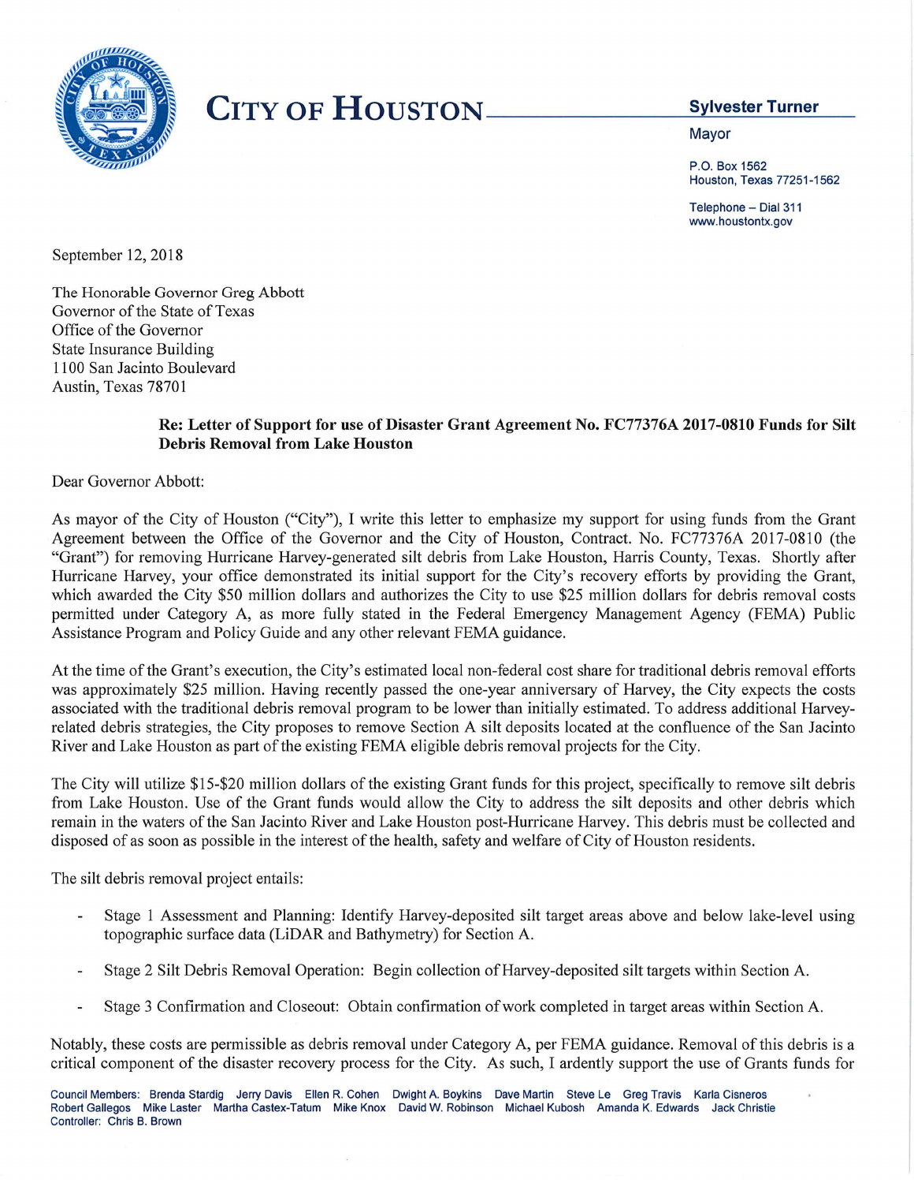# CITY OF HOUSTON

**Sylvester Turner**
Mayor

P.O. Box 1562
Houston, Texas 77251-1562

Telephone – Dial 311
www.houstontx.gov

September 12, 2018

The Honorable Governor Greg Abbott
Governor of the State of Texas
Office of the Governor
State Insurance Building
1100 San Jacinto Boulevard
Austin, Texas 78701

**Re: Letter of Support for use of Disaster Grant Agreement No. FC77376A 2017-0810 Funds for Silt Debris Removal from Lake Houston**

Dear Governor Abbott:

As mayor of the City of Houston ("City"), I write this letter to emphasize my support for using funds from the Grant Agreement between the Office of the Governor and the City of Houston, Contract. No. FC77376A 2017-0810 (the "Grant") for removing Hurricane Harvey-generated silt debris from Lake Houston, Harris County, Texas. Shortly after Hurricane Harvey, your office demonstrated its initial support for the City's recovery efforts by providing the Grant, which awarded the City $50 million dollars and authorizes the City to use $25 million dollars for debris removal costs permitted under Category A, as more fully stated in the Federal Emergency Management Agency (FEMA) Public Assistance Program and Policy Guide and any other relevant FEMA guidance.

At the time of the Grant's execution, the City's estimated local non-federal cost share for traditional debris removal efforts was approximately $25 million. Having recently passed the one-year anniversary of Harvey, the City expects the costs associated with the traditional debris removal program to be lower than initially estimated. To address additional Harvey-related debris strategies, the City proposes to remove Section A silt deposits located at the confluence of the San Jacinto River and Lake Houston as part of the existing FEMA eligible debris removal projects for the City.

The City will utilize $15-$20 million dollars of the existing Grant funds for this project, specifically to remove silt debris from Lake Houston. Use of the Grant funds would allow the City to address the silt deposits and other debris which remain in the waters of the San Jacinto River and Lake Houston post-Hurricane Harvey. This debris must be collected and disposed of as soon as possible in the interest of the health, safety and welfare of City of Houston residents.

The silt debris removal project entails:

- Stage 1 Assessment and Planning: Identify Harvey-deposited silt target areas above and below lake-level using topographic surface data (LiDAR and Bathymetry) for Section A.
- Stage 2 Silt Debris Removal Operation: Begin collection of Harvey-deposited silt targets within Section A.
- Stage 3 Confirmation and Closeout: Obtain confirmation of work completed in target areas within Section A.

Notably, these costs are permissible as debris removal under Category A, per FEMA guidance. Removal of this debris is a critical component of the disaster recovery process for the City. As such, I ardently support the use of Grants funds for

Council Members: Brenda Stardig Jerry Davis Ellen R. Cohen Dwight A. Boykins Dave Martin Steve Le Greg Travis Karla Cisneros Robert Gallegos Mike Laster Martha Castex-Tatum Mike Knox David W. Robinson Michael Kubosh Amanda K. Edwards Jack Christie
Controller: Chris B. Brown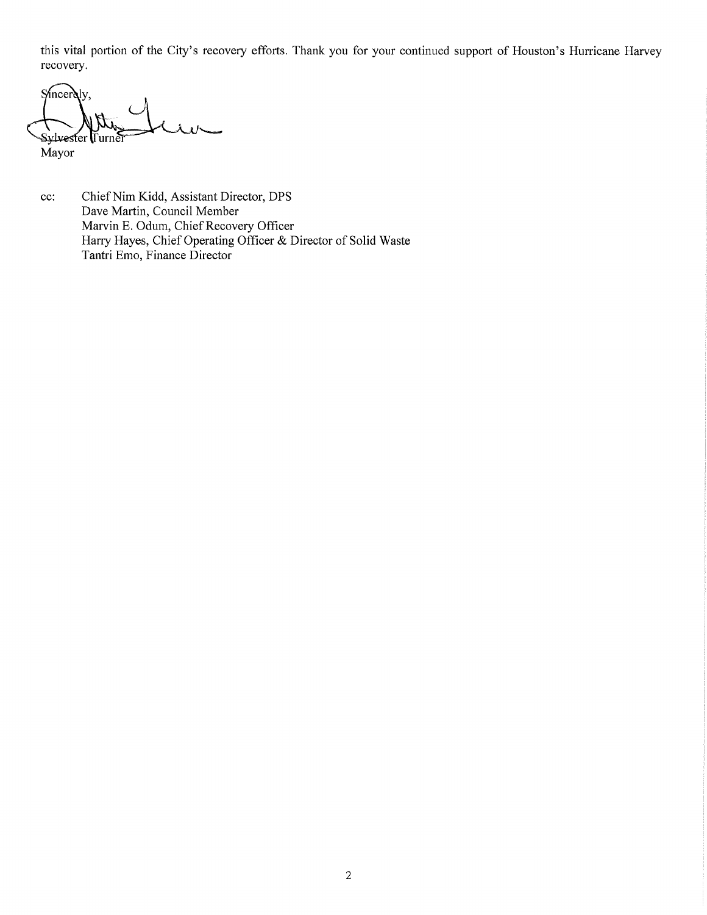this vital portion of the City's recovery efforts. Thank you for your continued support of Houston's Hurricane Harvey recovery.

Sincerely,

Sylvester Turner
Mayor

cc: Chief Nim Kidd, Assistant Director, DPS
Dave Martin, Council Member
Marvin E. Odum, Chief Recovery Officer
Harry Hayes, Chief Operating Officer & Director of Solid Waste
Tantri Emo, Finance Director